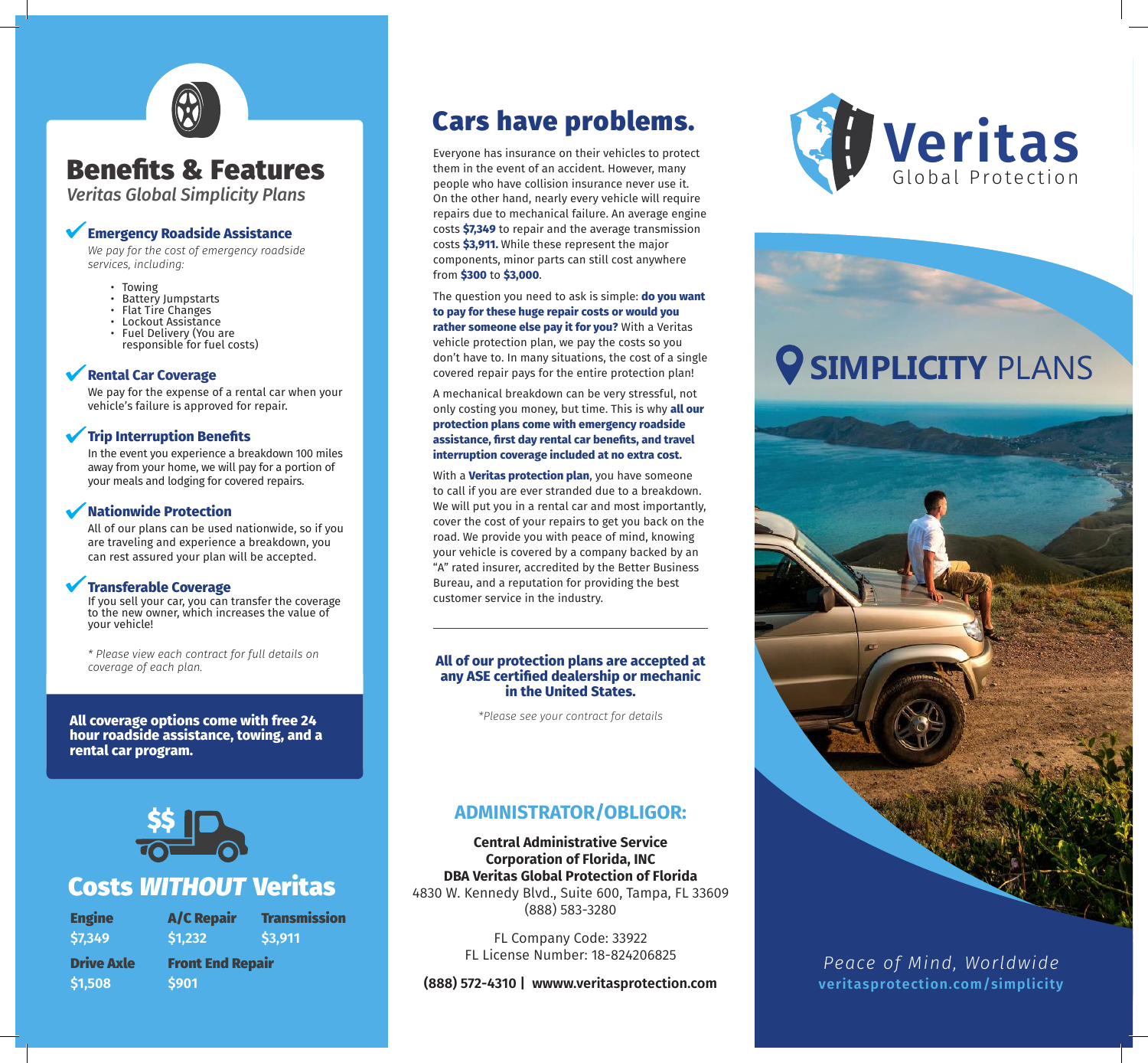## Benefits & Features

*Veritas Global Simplicity Plans*

### ✔ Emergency Roadside Assistance

*We pay for the cost of emergency roadside services, including:*

- Towing
- Battery Jumpstarts
- Flat Tire Changes
- Lockout Assistance
- Fuel Delivery (You are responsible for fuel costs)

### ✔ Rental Car Coverage

We pay for the expense of a rental car when your vehicle's failure is approved for repair.

### ✔ Trip Interruption Benefits

In the event you experience a breakdown 100 miles away from your home, we will pay for a portion of your meals and lodging for covered repairs.

### ✔ Nationwide Protection

All of our plans can be used nationwide, so if you are traveling and experience a breakdown, you can rest assured your plan will be accepted.

### ✔ Transferable Coverage

If you sell your car, you can transfer the coverage to the new owner, which increases the value of your vehicle!

*\* Please view each contract for full details on coverage of each plan.*

**All coverage options come with free 24 hour roadside assistance, towing, and a rental car program.**

## Costs *WITHOUT* Veritas

| Engine | A/C Repair | Transmission |
|---|---|---|
| $7,349 | $1,232 | $3,911 |
| **Drive Axle** | **Front End Repair** | |
| $1,508 | $901 | |

# Cars have problems.

Everyone has insurance on their vehicles to protect them in the event of an accident. However, many people who have collision insurance never use it. On the other hand, nearly every vehicle will require repairs due to mechanical failure. An average engine costs **$7,349** to repair and the average transmission costs **$3,911.** While these represent the major components, minor parts can still cost anywhere from **$300** to **$3,000**.

The question you need to ask is simple: **do you want to pay for these huge repair costs or would you rather someone else pay it for you?** With a Veritas vehicle protection plan, we pay the costs so you don't have to. In many situations, the cost of a single covered repair pays for the entire protection plan!

A mechanical breakdown can be very stressful, not only costing you money, but time. This is why **all our protection plans come with emergency roadside assistance, first day rental car benefits, and travel interruption coverage included at no extra cost.**

With a **Veritas protection plan**, you have someone to call if you are ever stranded due to a breakdown. We will put you in a rental car and most importantly, cover the cost of your repairs to get you back on the road. We provide you with peace of mind, knowing your vehicle is covered by a company backed by an "A" rated insurer, accredited by the Better Business Bureau, and a reputation for providing the best customer service in the industry.

---

**All of our protection plans are accepted at any ASE certified dealership or mechanic in the United States.**

*\*Please see your contract for details*

## ADMINISTRATOR/OBLIGOR:

**Central Administrative Service Corporation of Florida, INC**
**DBA Veritas Global Protection of Florida**
4830 W. Kennedy Blvd., Suite 600, Tampa, FL 33609
(888) 583-3280

FL Company Code: 33922
FL License Number: 18-824206825

**(888) 572-4310 | wwww.veritasprotection.com**

# Veritas

Global Protection

## SIMPLICITY PLANS

*Peace of Mind, Worldwide*

**veritasprotection.com/simplicity**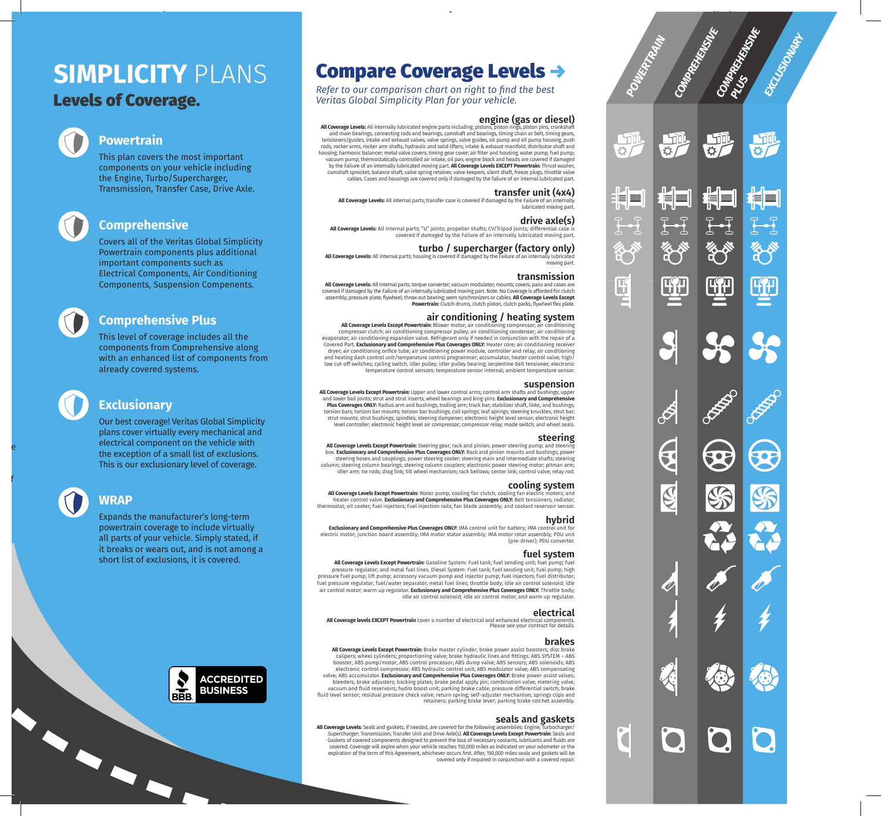# SIMPLICITY PLANS

## Levels of Coverage.

### Powertrain

This plan covers the most important components on your vehicle including the Engine, Turbo/Supercharger, Transmission, Transfer Case, Drive Axle.

### Comprehensive

Covers all of the Veritas Global Simplicity Powertrain components plus additional important components such as Electrical Components, Air Conditioning Components, Suspension Compenents.

### Comprehensive Plus

This level of coverage includes all the components from Comprehensive along with an enhanced list of components from already covered systems.

### Exclusionary

Our best coverage! Veritas Global Simplicity plans cover virtually every mechanical and electrical component on the vehicle with the exception of a small list of exclusions. This is our exclusionary level of coverage.

### WRAP

Expands the manufacturer's long-term powertrain coverage to include virtually all parts of your vehicle. Simply stated, if it breaks or wears out, and is not among a short list of exclusions, it is covered.

ACCREDITED BUSINESS

# Compare Coverage Levels →

*Refer to our comparison chart on right to find the best Veritas Global Simplicity Plan for your vehicle.*

POWERTRAIN | COMPREHENSIVE | COMPREHENSIVE PLUS | EXCLUSIONARY

### engine (gas or diesel)

**All Coverage Levels:** All internally lubricated engine parts including: pistons, piston rings, piston pins, crankshaft and main bearings, connecting rods and bearings, camshaft and bearings, timing chain or belt, timing gears, tensioners/guides, intake and exhaust valves, valve springs, valve guides, oil pump and oil pump housing, push rods, rocker arms, rocker arm shafts, hydraulic and solid lifters; intake & exhaust manifold; distributor shaft and housing; harmonic balancer; metal valve covers; timing gear cover; air filter and housing; water pump; fuel pump; vacuum pump; thermostatically controlled air intake; oil pan; engine block and heads are covered if damaged by the Failure of an internally lubricated moving part. **All Coverage Levels EXCEPT Powertrain:** Thrust washer, camshaft sprocket, balance shaft, valve spring retainer, valve keepers, silent shaft, freeze plugs, throttle valve cables. Cases and housings are covered only if damaged by the failure of an internal lubricated part.

### transfer unit (4x4)

**All Coverage Levels:** All internal parts; transfer case is covered if damaged by the Failure of an internally lubricated moving part.

### drive axle(s)

**All Coverage Levels:** All internal parts; "U" joints; propeller shafts; CV/Tripod joints; differential case is covered if damaged by the Failure of an internally lubricated moving part.

### turbo / supercharger (factory only)

**All Coverage Levels:** All internal parts; housing is covered if damaged by the Failure of an internally lubricated moving part.

### transmission

**All Coverage Levels:** All internal parts; torque converter; vacuum modulator; mounts; covers, pans and cases are covered if damaged by the Failure of an internally lubricated moving part. Note: No Coverage is afforded for clutch assembly; pressure plate; flywheel; throw out bearing; worn synchronizers or cables. **All Coverage Levels Except Powertrain:** Clutch drums, clutch piston, clutch packs, flywheel flex plate.

### air conditioning / heating system

**All Coverage Levels Except Powertrain:** Blower motor; air conditioning compressor; air conditioning compressor clutch; air conditioning compressor pulley; air conditioning condenser; air conditioning evaporator; air conditioning expansion valve. Refrigerant only if needed in conjunction with the repair of a Covered Part. **Exclusionary and Comprehensive Plus Coverages ONLY:** Heater core; air conditioning receiver dryer; air conditioning orifice tube; air conditioning power module, controller and air conditioning and heating dash control unit/temperature control programmer; accumulator; heater control valve; high/low cut-off switches; cycling switch; idler pulley; idler pulley bearing; serpentine belt tensioner; electronic temperature control sensors; temperature sensor internal; ambient temperature sensor.

### suspension

**All Coverage Levels Except Powertrain:** Upper and lower control arms; control arm shafts and bushings; upper and lower ball joints; strut and strut inserts; wheel bearings and king-pins. **Exclusionary and Comprehensive Plus Coverages ONLY:** Radius arm and bushings; trailing arm; track bar; stabilizer shaft, links, and bushings; torsion bars; torsion bar mounts; torsion bar bushings; coil springs; leaf springs; steering knuckles; strut bar; strut mounts; strut bushings; spindles; steering dampener; electronic height level sensor; electronic height level controller; electronic height level air compressor; compressor relay; mode switch; and wheel seals.

### steering

**All Coverage Levels Except Powertrain:** Steering gear; rack and pinion; power steering pump; and steering box. **Exclusionary and Comprehensive Plus Coverages ONLY:** Rack and pinion mounts and bushings; power steering hoses and couplings; power steering cooler; steering main and intermediate shafts; steering column; steering column bearings; steering column couplers; electronic power steering motor; pitman arm; idler arm; tie rods; drag link; tilt wheel mechanism; rack bellows; center link; control valve; relay rod.

### cooling system

**All Coverage Levels Except Powertrain:** Water pump; cooling fan clutch; cooling fan electric motors; and heater control valve. **Exclusionary and Comprehensive Plus Coverages ONLY:** Belt tensioners; radiator; thermostat; oil cooler; fuel injectors; fuel injection rails; fan blade assembly; and coolant reservoir sensor.

### hybrid

**Exclusionary and Comprehensive Plus Coverages ONLY:** IMA control unit for battery; IMA control unit for electric motor; junction board assembly; IMA motor stator assembly; IMA motor rotor assembly; PDU unit (pre-driver); PDU converter.

### fuel system

**All Coverage Levels Except Powertrain:** Gasoline System: Fuel tank; fuel sending unit; fuel pump; fuel pressure regulator; and metal fuel lines. Diesel System: Fuel tank; fuel sending unit; fuel pump; high pressure fuel pump; lift pump; accessory vacuum pump and injector pump; fuel injectors; fuel distributor; fuel pressure regulator; fuel/water separator; metal fuel lines; throttle body; idle air control solenoid; idle air control motor; warm up regulator. **Exclusionary and Comprehensive Plus Coverages ONLY:** Throttle body; idle air control solenoid; idle air control motor; and warm up regulator.

### electrical

**All Coverage levels EXCEPT Powertrain** cover a number of electrical and enhanced electrical components. Please see your contract for details.

### brakes

**All Coverage Levels Except Powertrain:** Brake master cylinder; brake power assist boosters; disc brake calipers; wheel cylinders; proportioning valve; brake hydraulic lines and fittings. ABS SYSTEM – ABS booster; ABS pump/motor; ABS control processor; ABS dump valve; ABS sensors; ABS solenoids; ABS electronic control compressor; ABS hydraulic control unit; ABS modulator valve; ABS compensating valve; ABS accumulator. **Exclusionary and Comprehensive Plus Coverages ONLY:** Brake power assist valves; bleeders; brake adjusters; backing plates; brake pedal apply pin; combination valve; metering valve; vacuum and fluid reservoirs; hydro boost unit; parking brake cable; pressure differential switch; brake fluid level sensor; residual pressure check valve; return spring; self-adjuster mechanism; springs clips and retainers; parking brake lever; parking brake ratchet assembly.

### seals and gaskets

**All Coverage Levels:** Seals and gaskets, if needed, are covered for the following assemblies: Engine; Turbocharger/Supercharger; Transmission; Transfer Unit and Drive Axle(s). **All Coverage Levels Except Powertrain:** Seals and Gaskets of covered components designed to prevent the loss of necessary coolants, lubricants and fluids are covered. Coverage will expire when your vehicle reaches 150,000 miles as indicated on your odometer or the expiration of the term of this Agreement, whichever occurs first. After, 150,000 miles seals and gaskets will be covered only if required in conjunction with a covered repair.